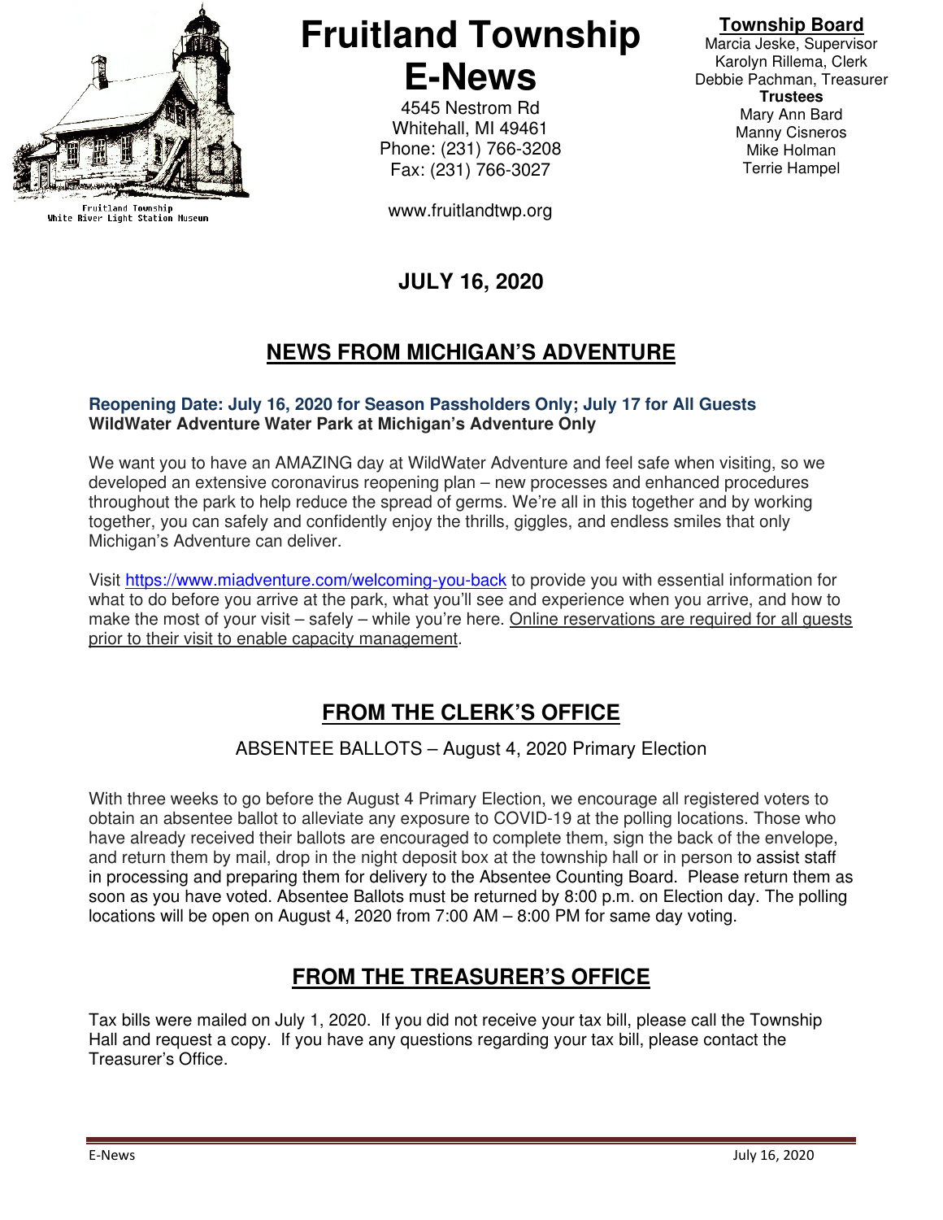Fruitland Township
White River Light Station Museum

# Fruitland Township E-News

4545 Nestrom Rd
Whitehall, MI 49461
Phone: (231) 766-3208
Fax: (231) 766-3027

www.fruitlandtwp.org

**Township Board**
Marcia Jeske, Supervisor
Karolyn Rillema, Clerk
Debbie Pachman, Treasurer
**Trustees**
Mary Ann Bard
Manny Cisneros
Mike Holman
Terrie Hampel

**JULY 16, 2020**

## NEWS FROM MICHIGAN'S ADVENTURE

**Reopening Date: July 16, 2020 for Season Passholders Only; July 17 for All Guests**
**WildWater Adventure Water Park at Michigan's Adventure Only**

We want you to have an AMAZING day at WildWater Adventure and feel safe when visiting, so we developed an extensive coronavirus reopening plan – new processes and enhanced procedures throughout the park to help reduce the spread of germs. We're all in this together and by working together, you can safely and confidently enjoy the thrills, giggles, and endless smiles that only Michigan's Adventure can deliver.

Visit https://www.miadventure.com/welcoming-you-back to provide you with essential information for what to do before you arrive at the park, what you'll see and experience when you arrive, and how to make the most of your visit – safely – while you're here. Online reservations are required for all guests prior to their visit to enable capacity management.

## FROM THE CLERK'S OFFICE

ABSENTEE BALLOTS – August 4, 2020 Primary Election

With three weeks to go before the August 4 Primary Election, we encourage all registered voters to obtain an absentee ballot to alleviate any exposure to COVID-19 at the polling locations. Those who have already received their ballots are encouraged to complete them, sign the back of the envelope, and return them by mail, drop in the night deposit box at the township hall or in person to assist staff in processing and preparing them for delivery to the Absentee Counting Board. Please return them as soon as you have voted. Absentee Ballots must be returned by 8:00 p.m. on Election day. The polling locations will be open on August 4, 2020 from 7:00 AM – 8:00 PM for same day voting.

## FROM THE TREASURER'S OFFICE

Tax bills were mailed on July 1, 2020. If you did not receive your tax bill, please call the Township Hall and request a copy. If you have any questions regarding your tax bill, please contact the Treasurer's Office.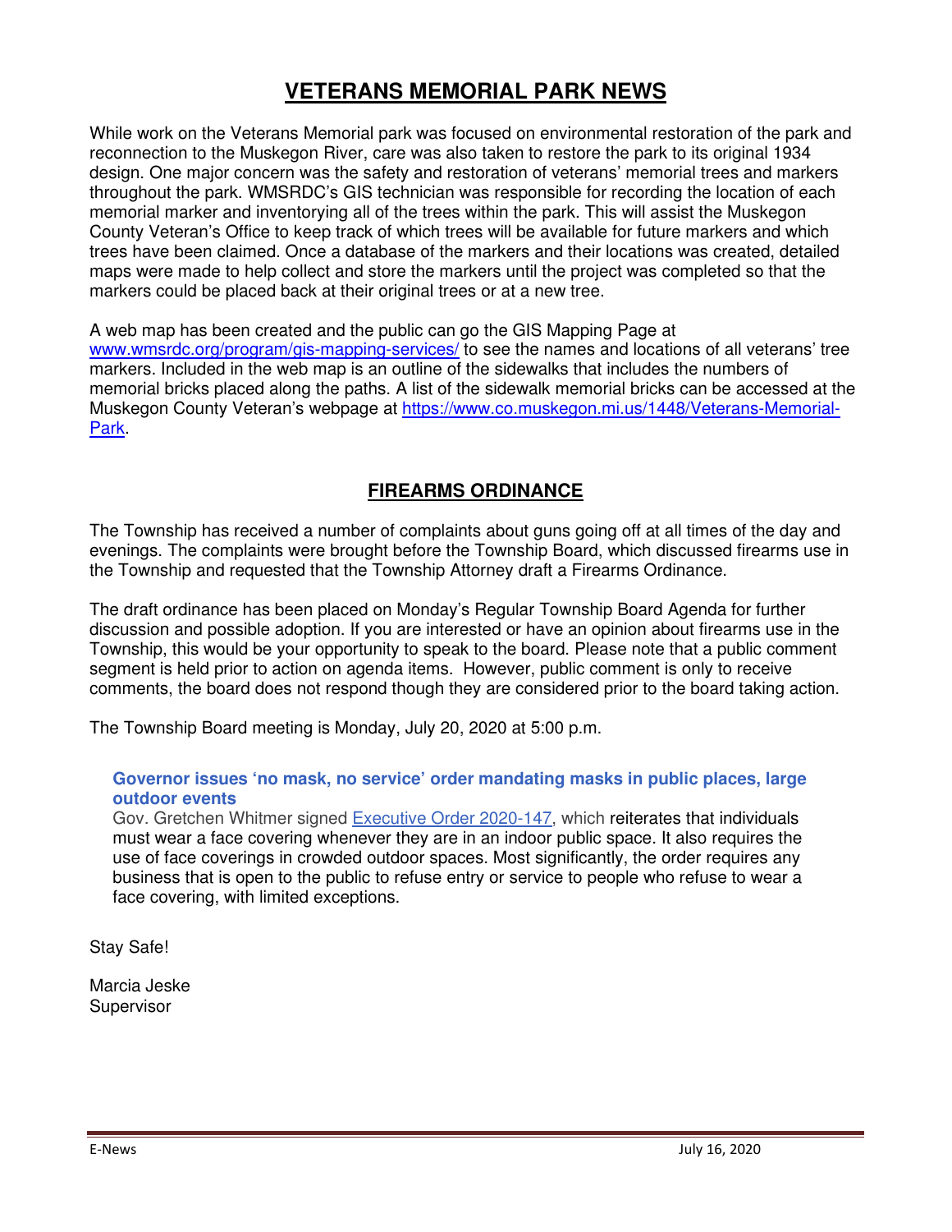## VETERANS MEMORIAL PARK NEWS

While work on the Veterans Memorial park was focused on environmental restoration of the park and reconnection to the Muskegon River, care was also taken to restore the park to its original 1934 design. One major concern was the safety and restoration of veterans' memorial trees and markers throughout the park. WMSRDC's GIS technician was responsible for recording the location of each memorial marker and inventorying all of the trees within the park. This will assist the Muskegon County Veteran's Office to keep track of which trees will be available for future markers and which trees have been claimed. Once a database of the markers and their locations was created, detailed maps were made to help collect and store the markers until the project was completed so that the markers could be placed back at their original trees or at a new tree.

A web map has been created and the public can go the GIS Mapping Page at [www.wmsrdc.org/program/gis-mapping-services/](http://www.wmsrdc.org/program/gis-mapping-services/) to see the names and locations of all veterans' tree markers. Included in the web map is an outline of the sidewalks that includes the numbers of memorial bricks placed along the paths. A list of the sidewalk memorial bricks can be accessed at the Muskegon County Veteran's webpage at [https://www.co.muskegon.mi.us/1448/Veterans-Memorial-Park](https://www.co.muskegon.mi.us/1448/Veterans-Memorial-Park).

## FIREARMS ORDINANCE

The Township has received a number of complaints about guns going off at all times of the day and evenings. The complaints were brought before the Township Board, which discussed firearms use in the Township and requested that the Township Attorney draft a Firearms Ordinance.

The draft ordinance has been placed on Monday's Regular Township Board Agenda for further discussion and possible adoption. If you are interested or have an opinion about firearms use in the Township, this would be your opportunity to speak to the board. Please note that a public comment segment is held prior to action on agenda items. However, public comment is only to receive comments, the board does not respond though they are considered prior to the board taking action.

The Township Board meeting is Monday, July 20, 2020 at 5:00 p.m.

### Governor issues 'no mask, no service' order mandating masks in public places, large outdoor events

Gov. Gretchen Whitmer signed [Executive Order 2020-147](), which reiterates that individuals must wear a face covering whenever they are in an indoor public space. It also requires the use of face coverings in crowded outdoor spaces. Most significantly, the order requires any business that is open to the public to refuse entry or service to people who refuse to wear a face covering, with limited exceptions.

Stay Safe!

Marcia Jeske
Supervisor